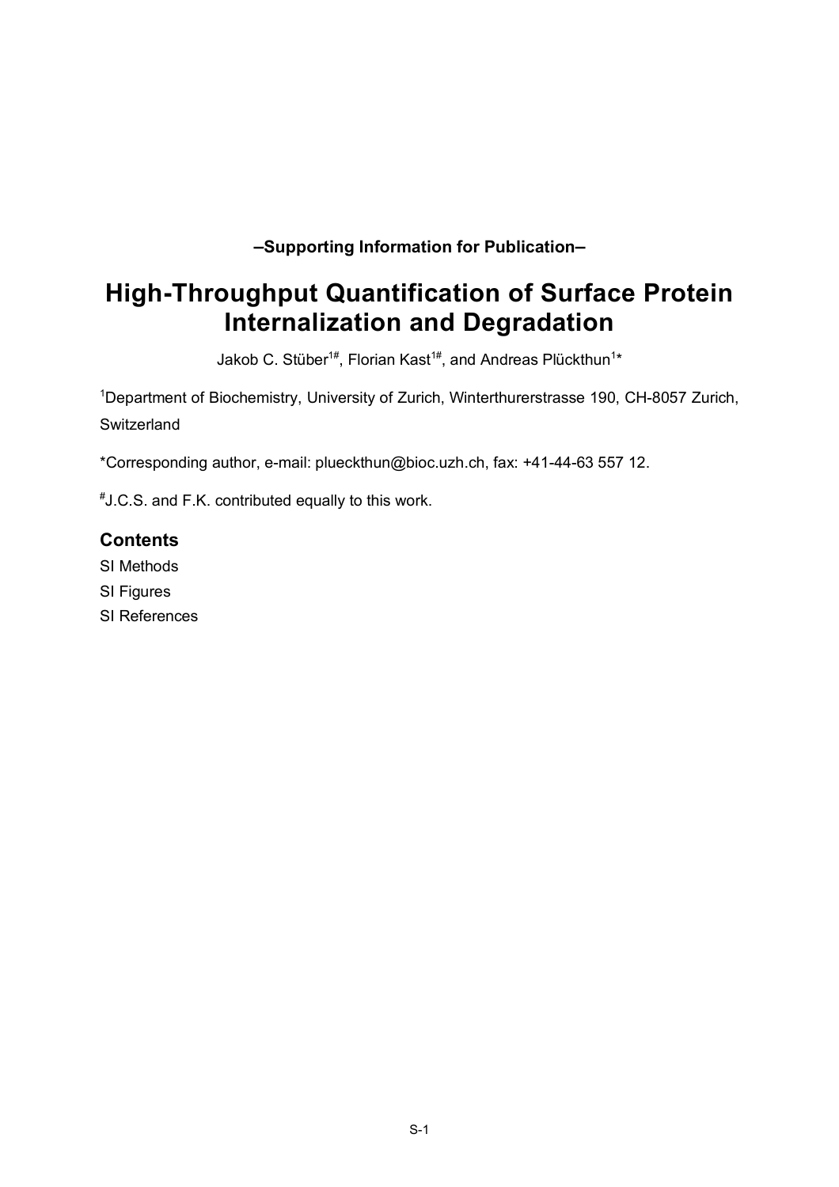**–Supporting Information for Publication–**

# High-Throughput Quantification of Surface Protein Internalization and Degradation

Jakob C. Stüber[1#], Florian Kast[1#], and Andreas Plückthun[1*]

[1]Department of Biochemistry, University of Zurich, Winterthurerstrasse 190, CH-8057 Zurich, Switzerland

*Corresponding author, e-mail: plueckthun@bioc.uzh.ch, fax: +41-44-63 557 12.

[#]J.C.S. and F.K. contributed equally to this work.

## Contents

SI Methods

SI Figures

SI References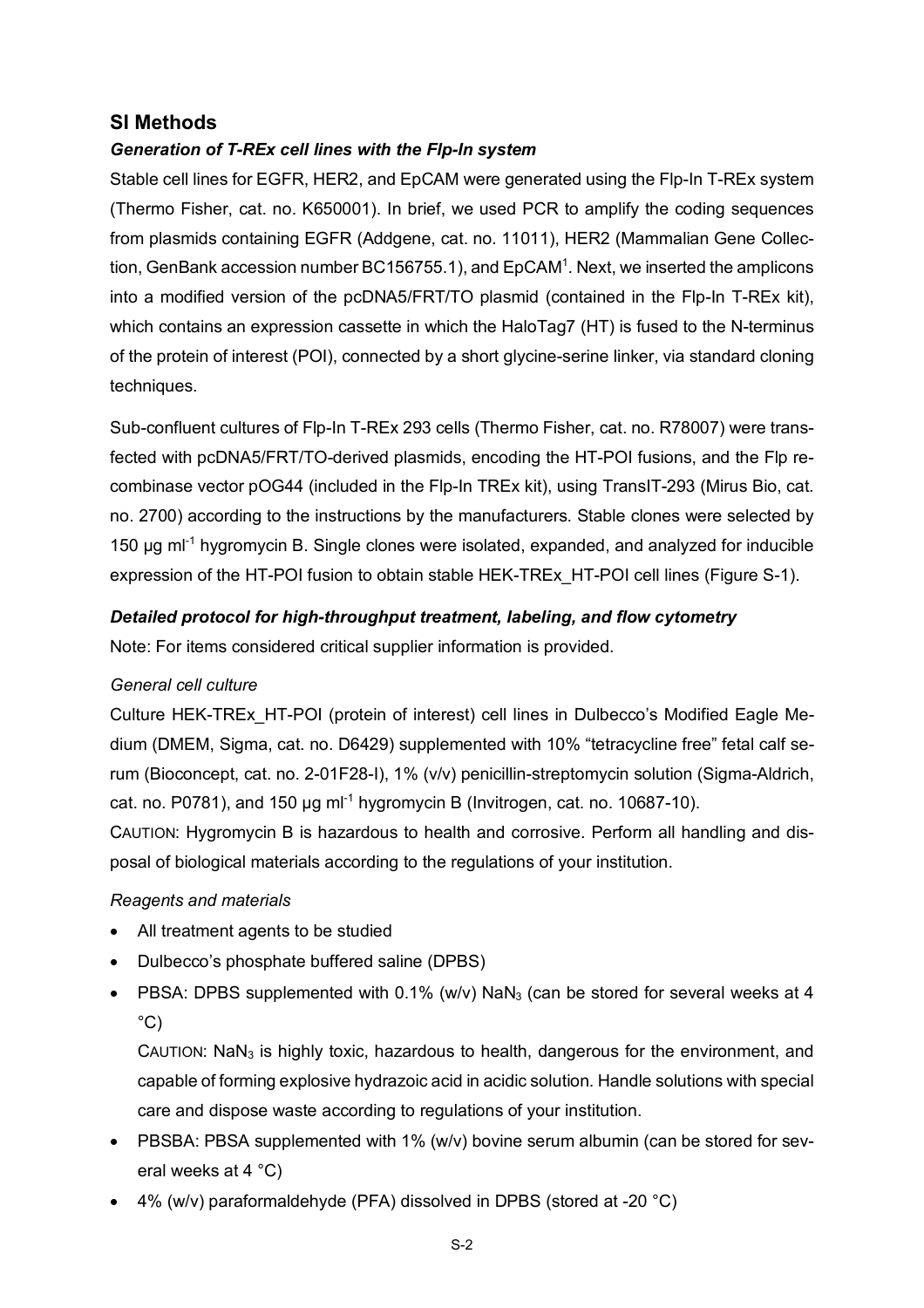## SI Methods

### *Generation of T-REx cell lines with the Flp-In system*

Stable cell lines for EGFR, HER2, and EpCAM were generated using the Flp-In T-REx system (Thermo Fisher, cat. no. K650001). In brief, we used PCR to amplify the coding sequences from plasmids containing EGFR (Addgene, cat. no. 11011), HER2 (Mammalian Gene Collection, GenBank accession number BC156755.1), and EpCAM[1]. Next, we inserted the amplicons into a modified version of the pcDNA5/FRT/TO plasmid (contained in the Flp-In T-REx kit), which contains an expression cassette in which the HaloTag7 (HT) is fused to the N-terminus of the protein of interest (POI), connected by a short glycine-serine linker, via standard cloning techniques.

Sub-confluent cultures of Flp-In T-REx 293 cells (Thermo Fisher, cat. no. R78007) were transfected with pcDNA5/FRT/TO-derived plasmids, encoding the HT-POI fusions, and the Flp recombinase vector pOG44 (included in the Flp-In TREx kit), using TransIT-293 (Mirus Bio, cat. no. 2700) according to the instructions by the manufacturers. Stable clones were selected by 150 µg ml$^{-1}$ hygromycin B. Single clones were isolated, expanded, and analyzed for inducible expression of the HT-POI fusion to obtain stable HEK-TREx_HT-POI cell lines (Figure S-1).

### *Detailed protocol for high-throughput treatment, labeling, and flow cytometry*

Note: For items considered critical supplier information is provided.

*General cell culture*

Culture HEK-TREx_HT-POI (protein of interest) cell lines in Dulbecco's Modified Eagle Medium (DMEM, Sigma, cat. no. D6429) supplemented with 10% "tetracycline free" fetal calf serum (Bioconcept, cat. no. 2-01F28-I), 1% (v/v) penicillin-streptomycin solution (Sigma-Aldrich, cat. no. P0781), and 150 µg ml$^{-1}$ hygromycin B (Invitrogen, cat. no. 10687-10).

CAUTION: Hygromycin B is hazardous to health and corrosive. Perform all handling and disposal of biological materials according to the regulations of your institution.

*Reagents and materials*

- All treatment agents to be studied
- Dulbecco's phosphate buffered saline (DPBS)
- PBSA: DPBS supplemented with 0.1% (w/v) $NaN_3$ (can be stored for several weeks at 4 °C)

  CAUTION: $NaN_3$ is highly toxic, hazardous to health, dangerous for the environment, and capable of forming explosive hydrazoic acid in acidic solution. Handle solutions with special care and dispose waste according to regulations of your institution.
- PBSBA: PBSA supplemented with 1% (w/v) bovine serum albumin (can be stored for several weeks at 4 °C)
- 4% (w/v) paraformaldehyde (PFA) dissolved in DPBS (stored at -20 °C)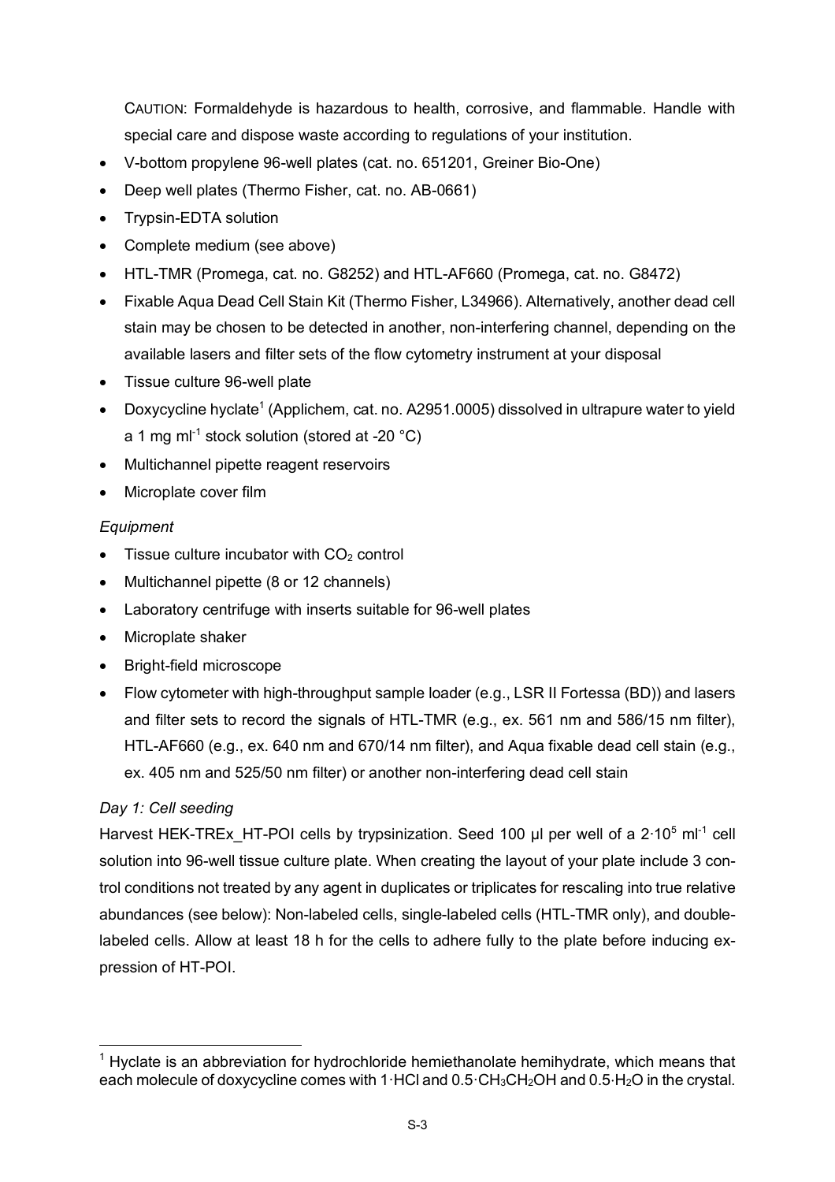CAUTION: Formaldehyde is hazardous to health, corrosive, and flammable. Handle with special care and dispose waste according to regulations of your institution.

- V-bottom propylene 96-well plates (cat. no. 651201, Greiner Bio-One)
- Deep well plates (Thermo Fisher, cat. no. AB-0661)
- Trypsin-EDTA solution
- Complete medium (see above)
- HTL-TMR (Promega, cat. no. G8252) and HTL-AF660 (Promega, cat. no. G8472)
- Fixable Aqua Dead Cell Stain Kit (Thermo Fisher, L34966). Alternatively, another dead cell stain may be chosen to be detected in another, non-interfering channel, depending on the available lasers and filter sets of the flow cytometry instrument at your disposal
- Tissue culture 96-well plate
- Doxycycline hyclate[1] (Applichem, cat. no. A2951.0005) dissolved in ultrapure water to yield a 1 mg $ml^{-1}$ stock solution (stored at -20 °C)
- Multichannel pipette reagent reservoirs
- Microplate cover film

*Equipment*

- Tissue culture incubator with $CO_2$ control
- Multichannel pipette (8 or 12 channels)
- Laboratory centrifuge with inserts suitable for 96-well plates
- Microplate shaker
- Bright-field microscope
- Flow cytometer with high-throughput sample loader (e.g., LSR II Fortessa (BD)) and lasers and filter sets to record the signals of HTL-TMR (e.g., ex. 561 nm and 586/15 nm filter), HTL-AF660 (e.g., ex. 640 nm and 670/14 nm filter), and Aqua fixable dead cell stain (e.g., ex. 405 nm and 525/50 nm filter) or another non-interfering dead cell stain

*Day 1: Cell seeding*

Harvest HEK-TREx_HT-POI cells by trypsinization. Seed 100 µl per well of a $2 \cdot 10^5$ $ml^{-1}$ cell solution into 96-well tissue culture plate. When creating the layout of your plate include 3 control conditions not treated by any agent in duplicates or triplicates for rescaling into true relative abundances (see below): Non-labeled cells, single-labeled cells (HTL-TMR only), and double-labeled cells. Allow at least 18 h for the cells to adhere fully to the plate before inducing expression of HT-POI.

[1] Hyclate is an abbreviation for hydrochloride hemiethanolate hemihydrate, which means that each molecule of doxycycline comes with $1 \cdot HCl$ and $0.5 \cdot CH_3CH_2OH$ and $0.5 \cdot H_2O$ in the crystal.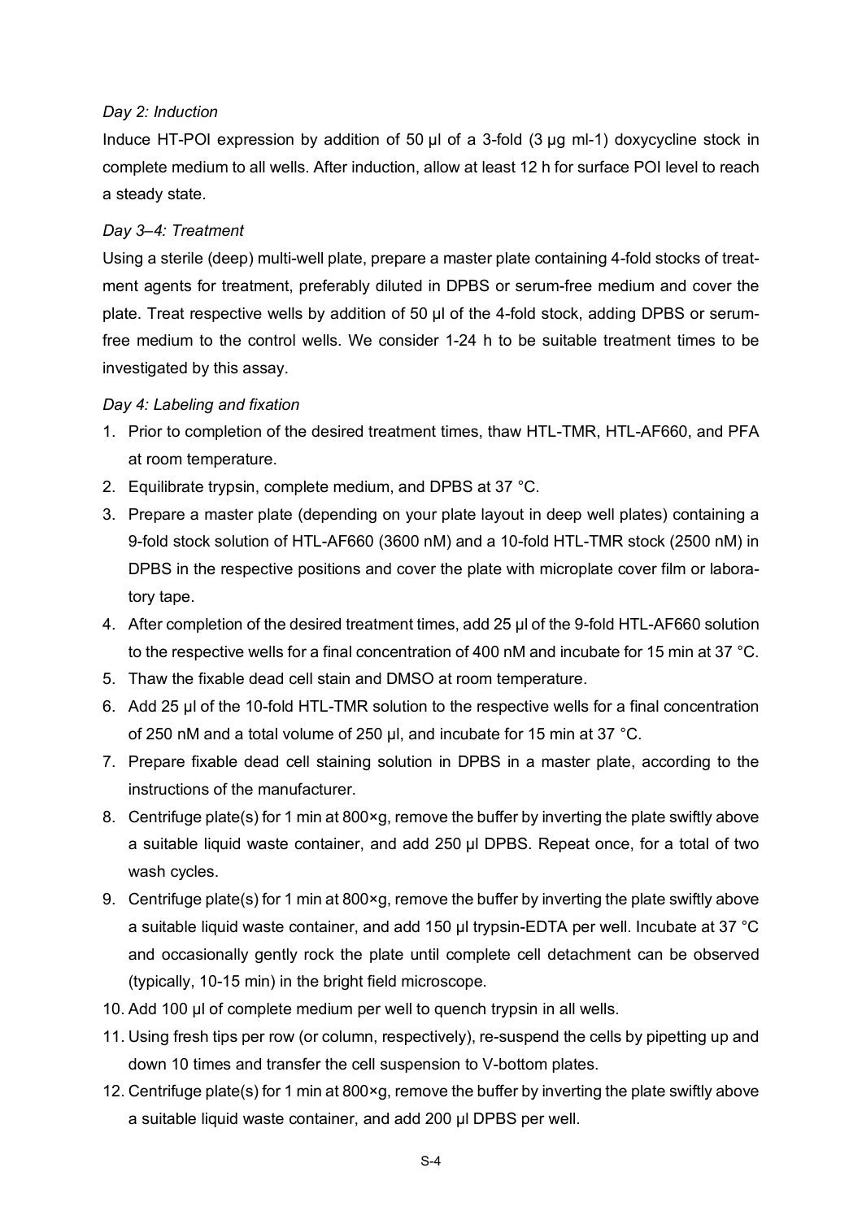*Day 2: Induction*

Induce HT-POI expression by addition of 50 µl of a 3-fold (3 µg ml-1) doxycycline stock in complete medium to all wells. After induction, allow at least 12 h for surface POI level to reach a steady state.

*Day 3–4: Treatment*

Using a sterile (deep) multi-well plate, prepare a master plate containing 4-fold stocks of treatment agents for treatment, preferably diluted in DPBS or serum-free medium and cover the plate. Treat respective wells by addition of 50 µl of the 4-fold stock, adding DPBS or serum-free medium to the control wells. We consider 1-24 h to be suitable treatment times to be investigated by this assay.

*Day 4: Labeling and fixation*

1. Prior to completion of the desired treatment times, thaw HTL-TMR, HTL-AF660, and PFA at room temperature.
2. Equilibrate trypsin, complete medium, and DPBS at 37 °C.
3. Prepare a master plate (depending on your plate layout in deep well plates) containing a 9-fold stock solution of HTL-AF660 (3600 nM) and a 10-fold HTL-TMR stock (2500 nM) in DPBS in the respective positions and cover the plate with microplate cover film or laboratory tape.
4. After completion of the desired treatment times, add 25 µl of the 9-fold HTL-AF660 solution to the respective wells for a final concentration of 400 nM and incubate for 15 min at 37 °C.
5. Thaw the fixable dead cell stain and DMSO at room temperature.
6. Add 25 µl of the 10-fold HTL-TMR solution to the respective wells for a final concentration of 250 nM and a total volume of 250 µl, and incubate for 15 min at 37 °C.
7. Prepare fixable dead cell staining solution in DPBS in a master plate, according to the instructions of the manufacturer.
8. Centrifuge plate(s) for 1 min at 800×g, remove the buffer by inverting the plate swiftly above a suitable liquid waste container, and add 250 µl DPBS. Repeat once, for a total of two wash cycles.
9. Centrifuge plate(s) for 1 min at 800×g, remove the buffer by inverting the plate swiftly above a suitable liquid waste container, and add 150 µl trypsin-EDTA per well. Incubate at 37 °C and occasionally gently rock the plate until complete cell detachment can be observed (typically, 10-15 min) in the bright field microscope.
10. Add 100 µl of complete medium per well to quench trypsin in all wells.
11. Using fresh tips per row (or column, respectively), re-suspend the cells by pipetting up and down 10 times and transfer the cell suspension to V-bottom plates.
12. Centrifuge plate(s) for 1 min at 800×g, remove the buffer by inverting the plate swiftly above a suitable liquid waste container, and add 200 µl DPBS per well.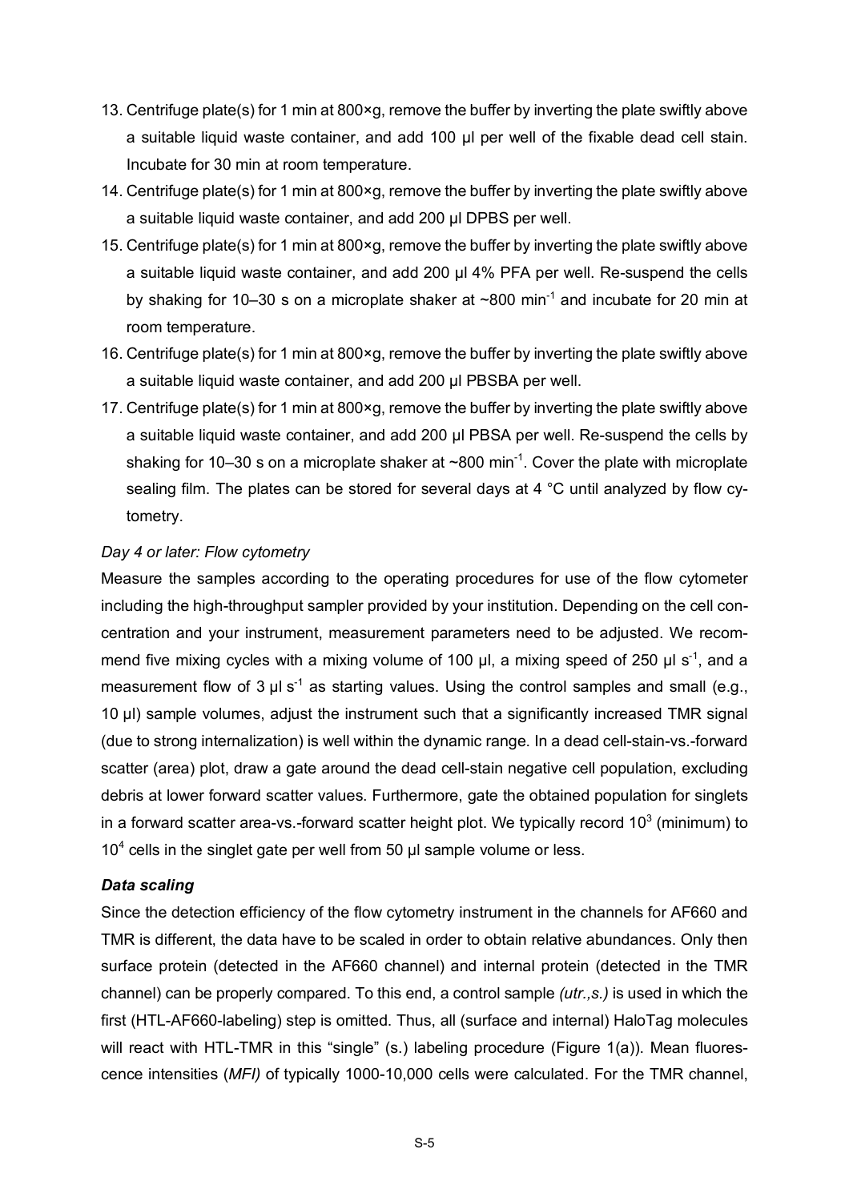13. Centrifuge plate(s) for 1 min at 800×g, remove the buffer by inverting the plate swiftly above a suitable liquid waste container, and add 100 µl per well of the fixable dead cell stain. Incubate for 30 min at room temperature.
14. Centrifuge plate(s) for 1 min at 800×g, remove the buffer by inverting the plate swiftly above a suitable liquid waste container, and add 200 µl DPBS per well.
15. Centrifuge plate(s) for 1 min at 800×g, remove the buffer by inverting the plate swiftly above a suitable liquid waste container, and add 200 µl 4% PFA per well. Re-suspend the cells by shaking for 10–30 s on a microplate shaker at ~800 $min^{-1}$ and incubate for 20 min at room temperature.
16. Centrifuge plate(s) for 1 min at 800×g, remove the buffer by inverting the plate swiftly above a suitable liquid waste container, and add 200 µl PBSBA per well.
17. Centrifuge plate(s) for 1 min at 800×g, remove the buffer by inverting the plate swiftly above a suitable liquid waste container, and add 200 µl PBSA per well. Re-suspend the cells by shaking for 10–30 s on a microplate shaker at ~800 $min^{-1}$. Cover the plate with microplate sealing film. The plates can be stored for several days at 4 °C until analyzed by flow cytometry.

*Day 4 or later: Flow cytometry*

Measure the samples according to the operating procedures for use of the flow cytometer including the high-throughput sampler provided by your institution. Depending on the cell concentration and your instrument, measurement parameters need to be adjusted. We recommend five mixing cycles with a mixing volume of 100 µl, a mixing speed of 250 µl $s^{-1}$, and a measurement flow of 3 µl $s^{-1}$ as starting values. Using the control samples and small (e.g., 10 µl) sample volumes, adjust the instrument such that a significantly increased TMR signal (due to strong internalization) is well within the dynamic range. In a dead cell-stain-vs.-forward scatter (area) plot, draw a gate around the dead cell-stain negative cell population, excluding debris at lower forward scatter values. Furthermore, gate the obtained population for singlets in a forward scatter area-vs.-forward scatter height plot. We typically record $10^3$ (minimum) to $10^4$ cells in the singlet gate per well from 50 µl sample volume or less.

***Data scaling***

Since the detection efficiency of the flow cytometry instrument in the channels for AF660 and TMR is different, the data have to be scaled in order to obtain relative abundances. Only then surface protein (detected in the AF660 channel) and internal protein (detected in the TMR channel) can be properly compared. To this end, a control sample *(utr.,s.)* is used in which the first (HTL-AF660-labeling) step is omitted. Thus, all (surface and internal) HaloTag molecules will react with HTL-TMR in this "single" (s.) labeling procedure (Figure 1(a)). Mean fluorescence intensities (*MFI)* of typically 1000-10,000 cells were calculated. For the TMR channel,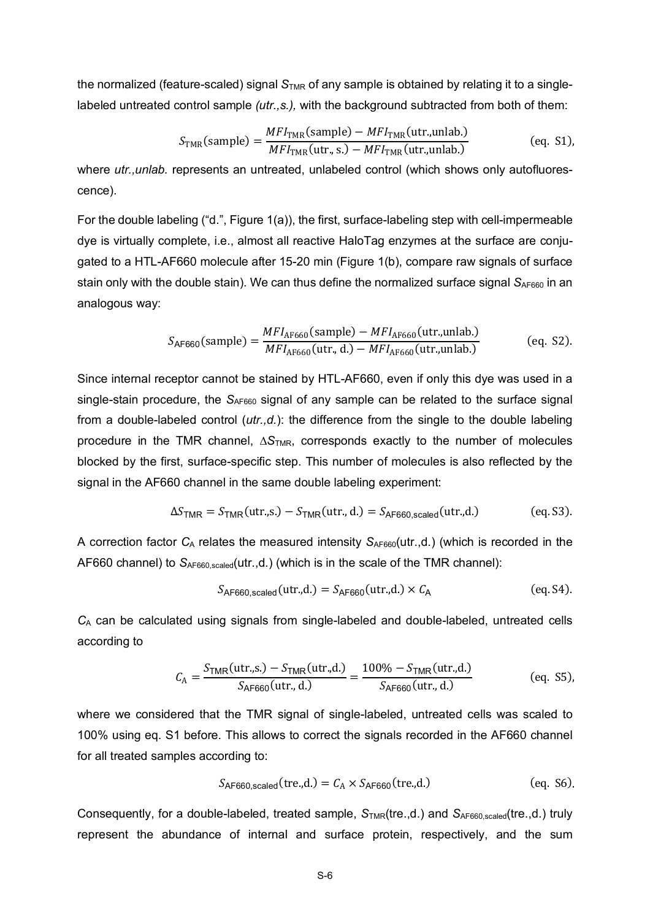the normalized (feature-scaled) signal $S_{\text{TMR}}$ of any sample is obtained by relating it to a single-labeled untreated control sample *(utr.,s.),* with the background subtracted from both of them:

$$S_{\text{TMR}}(\text{sample}) = \frac{MFI_{\text{TMR}}(\text{sample}) - MFI_{\text{TMR}}(\text{utr.,unlab.})}{MFI_{\text{TMR}}(\text{utr., s.}) - MFI_{\text{TMR}}(\text{utr.,unlab.})} \qquad \text{(eq. S1)},$$

where *utr.,unlab.* represents an untreated, unlabeled control (which shows only autofluorescence).

For the double labeling ("d.", Figure 1(a)), the first, surface-labeling step with cell-impermeable dye is virtually complete, i.e., almost all reactive HaloTag enzymes at the surface are conjugated to a HTL-AF660 molecule after 15-20 min (Figure 1(b), compare raw signals of surface stain only with the double stain). We can thus define the normalized surface signal $S_{\text{AF660}}$ in an analogous way:

$$S_{\text{AF660}}(\text{sample}) = \frac{MFI_{\text{AF660}}(\text{sample}) - MFI_{\text{AF660}}(\text{utr.,unlab.})}{MFI_{\text{AF660}}(\text{utr., d.}) - MFI_{\text{AF660}}(\text{utr.,unlab.})} \qquad \text{(eq. S2)}.$$

Since internal receptor cannot be stained by HTL-AF660, even if only this dye was used in a single-stain procedure, the $S_{\text{AF660}}$ signal of any sample can be related to the surface signal from a double-labeled control (*utr.,d.*): the difference from the single to the double labeling procedure in the TMR channel, $\Delta S_{\text{TMR}}$, corresponds exactly to the number of molecules blocked by the first, surface-specific step. This number of molecules is also reflected by the signal in the AF660 channel in the same double labeling experiment:

$$\Delta S_{\text{TMR}} = S_{\text{TMR}}(\text{utr.,s.}) - S_{\text{TMR}}(\text{utr., d.}) = S_{\text{AF660,scaled}}(\text{utr.,d.}) \qquad \text{(eq. S3)}.$$

A correction factor $C_{\text{A}}$ relates the measured intensity $S_{\text{AF660}}(\text{utr.,d.})$ (which is recorded in the AF660 channel) to $S_{\text{AF660,scaled}}(\text{utr.,d.})$ (which is in the scale of the TMR channel):

$$S_{\text{AF660,scaled}}(\text{utr.,d.}) = S_{\text{AF660}}(\text{utr.,d.}) \times C_{\text{A}} \qquad \text{(eq. S4)}.$$

$C_{\text{A}}$ can be calculated using signals from single-labeled and double-labeled, untreated cells according to

$$C_{\text{A}} = \frac{S_{\text{TMR}}(\text{utr.,s.}) - S_{\text{TMR}}(\text{utr.,d.})}{S_{\text{AF660}}(\text{utr., d.})} = \frac{100\% - S_{\text{TMR}}(\text{utr.,d.})}{S_{\text{AF660}}(\text{utr., d.})} \qquad \text{(eq. S5)},$$

where we considered that the TMR signal of single-labeled, untreated cells was scaled to 100% using eq. S1 before. This allows to correct the signals recorded in the AF660 channel for all treated samples according to:

$$S_{\text{AF660,scaled}}(\text{tre.,d.}) = C_{\text{A}} \times S_{\text{AF660}}(\text{tre.,d.}) \qquad \text{(eq. S6)}.$$

Consequently, for a double-labeled, treated sample, $S_{\text{TMR}}(\text{tre.,d.})$ and $S_{\text{AF660,scaled}}(\text{tre.,d.})$ truly represent the abundance of internal and surface protein, respectively, and the sum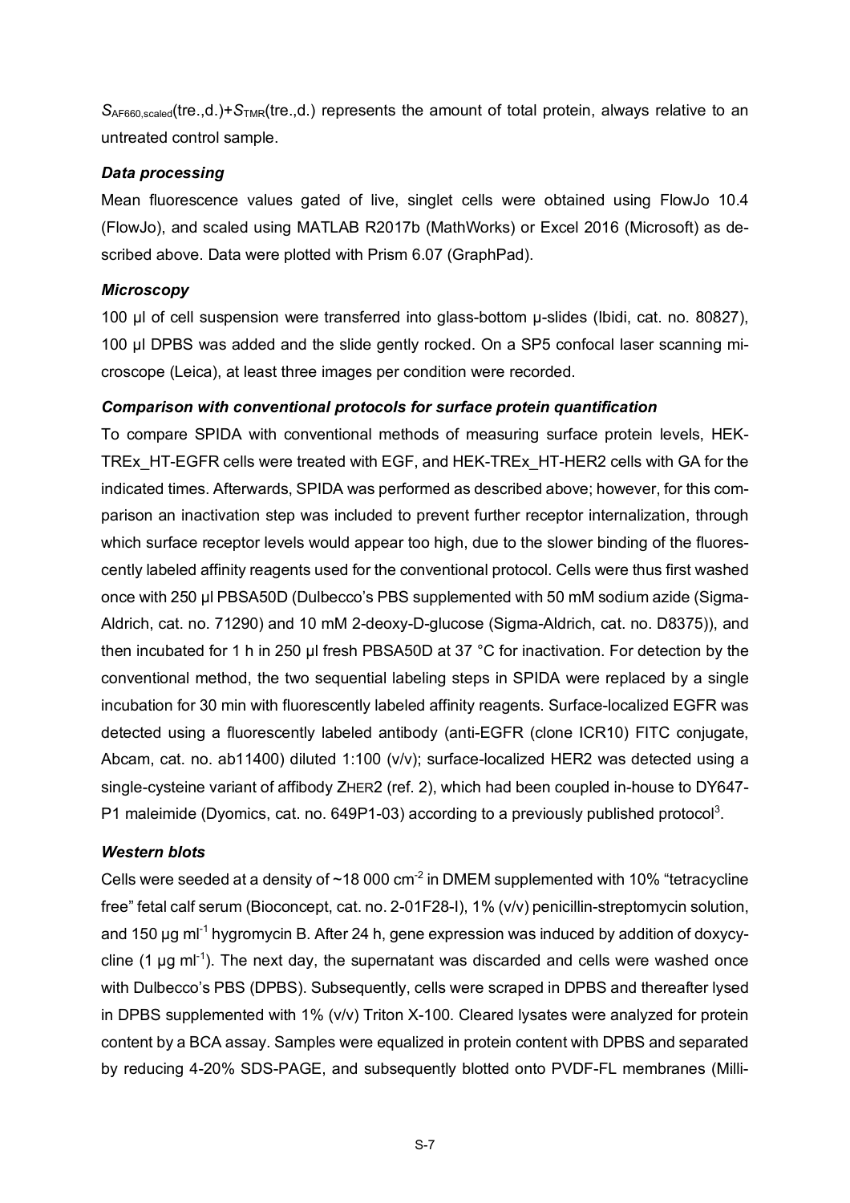$S_{AF660,scaled}$(tre.,d.)+$S_{TMR}$(tre.,d.) represents the amount of total protein, always relative to an untreated control sample.

***Data processing***

Mean fluorescence values gated of live, singlet cells were obtained using FlowJo 10.4 (FlowJo), and scaled using MATLAB R2017b (MathWorks) or Excel 2016 (Microsoft) as described above. Data were plotted with Prism 6.07 (GraphPad).

***Microscopy***

100 µl of cell suspension were transferred into glass-bottom µ-slides (Ibidi, cat. no. 80827), 100 µl DPBS was added and the slide gently rocked. On a SP5 confocal laser scanning microscope (Leica), at least three images per condition were recorded.

***Comparison with conventional protocols for surface protein quantification***

To compare SPIDA with conventional methods of measuring surface protein levels, HEK-TREx_HT-EGFR cells were treated with EGF, and HEK-TREx_HT-HER2 cells with GA for the indicated times. Afterwards, SPIDA was performed as described above; however, for this comparison an inactivation step was included to prevent further receptor internalization, through which surface receptor levels would appear too high, due to the slower binding of the fluorescently labeled affinity reagents used for the conventional protocol. Cells were thus first washed once with 250 µl PBSA50D (Dulbecco's PBS supplemented with 50 mM sodium azide (Sigma-Aldrich, cat. no. 71290) and 10 mM 2-deoxy-D-glucose (Sigma-Aldrich, cat. no. D8375)), and then incubated for 1 h in 250 µl fresh PBSA50D at 37 °C for inactivation. For detection by the conventional method, the two sequential labeling steps in SPIDA were replaced by a single incubation for 30 min with fluorescently labeled affinity reagents. Surface-localized EGFR was detected using a fluorescently labeled antibody (anti-EGFR (clone ICR10) FITC conjugate, Abcam, cat. no. ab11400) diluted 1:100 (v/v); surface-localized HER2 was detected using a single-cysteine variant of affibody $Z_{HER2}$ (ref. 2), which had been coupled in-house to DY647-P1 maleimide (Dyomics, cat. no. 649P1-03) according to a previously published protocol[3].

***Western blots***

Cells were seeded at a density of ~18 000 cm$^{-2}$ in DMEM supplemented with 10% "tetracycline free" fetal calf serum (Bioconcept, cat. no. 2-01F28-I), 1% (v/v) penicillin-streptomycin solution, and 150 µg ml$^{-1}$ hygromycin B. After 24 h, gene expression was induced by addition of doxycycline (1 µg ml$^{-1}$). The next day, the supernatant was discarded and cells were washed once with Dulbecco's PBS (DPBS). Subsequently, cells were scraped in DPBS and thereafter lysed in DPBS supplemented with 1% (v/v) Triton X-100. Cleared lysates were analyzed for protein content by a BCA assay. Samples were equalized in protein content with DPBS and separated by reducing 4-20% SDS-PAGE, and subsequently blotted onto PVDF-FL membranes (Milli-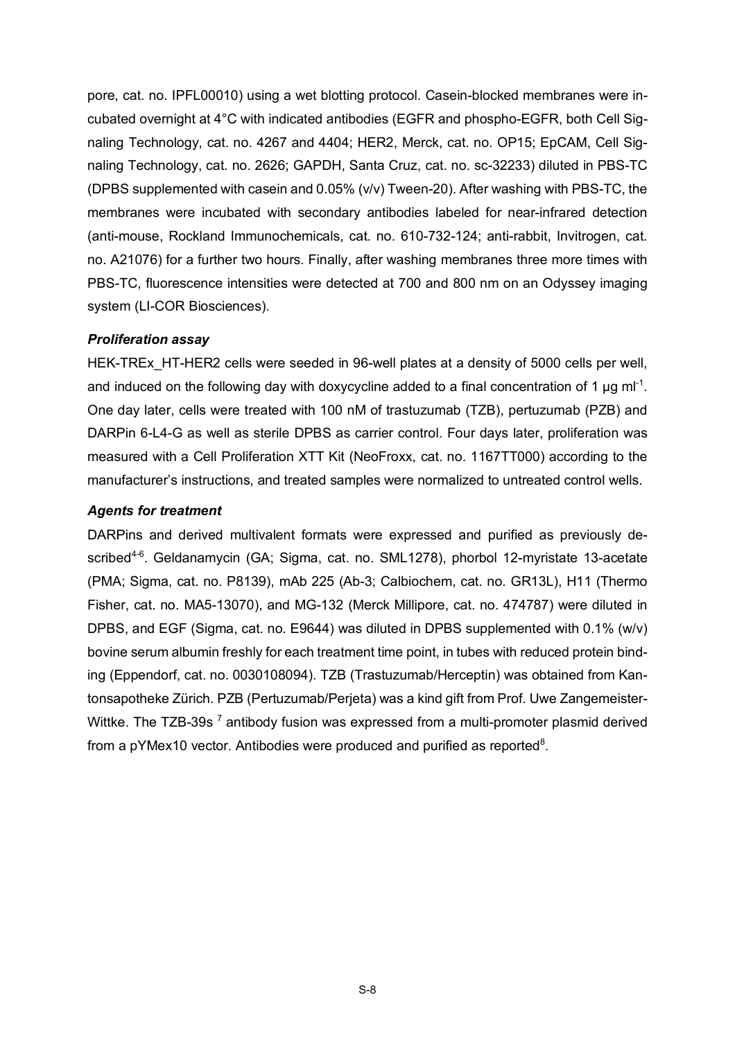pore, cat. no. IPFL00010) using a wet blotting protocol. Casein-blocked membranes were incubated overnight at 4°C with indicated antibodies (EGFR and phospho-EGFR, both Cell Signaling Technology, cat. no. 4267 and 4404; HER2, Merck, cat. no. OP15; EpCAM, Cell Signaling Technology, cat. no. 2626; GAPDH, Santa Cruz, cat. no. sc-32233) diluted in PBS-TC (DPBS supplemented with casein and 0.05% (v/v) Tween-20). After washing with PBS-TC, the membranes were incubated with secondary antibodies labeled for near-infrared detection (anti-mouse, Rockland Immunochemicals, cat. no. 610-732-124; anti-rabbit, Invitrogen, cat. no. A21076) for a further two hours. Finally, after washing membranes three more times with PBS-TC, fluorescence intensities were detected at 700 and 800 nm on an Odyssey imaging system (LI-COR Biosciences).

***Proliferation assay***

HEK-TREx_HT-HER2 cells were seeded in 96-well plates at a density of 5000 cells per well, and induced on the following day with doxycycline added to a final concentration of 1 µg $ml^{-1}$. One day later, cells were treated with 100 nM of trastuzumab (TZB), pertuzumab (PZB) and DARPin 6-L4-G as well as sterile DPBS as carrier control. Four days later, proliferation was measured with a Cell Proliferation XTT Kit (NeoFroxx, cat. no. 1167TT000) according to the manufacturer's instructions, and treated samples were normalized to untreated control wells.

***Agents for treatment***

DARPins and derived multivalent formats were expressed and purified as previously described[4-6]. Geldanamycin (GA; Sigma, cat. no. SML1278), phorbol 12-myristate 13-acetate (PMA; Sigma, cat. no. P8139), mAb 225 (Ab-3; Calbiochem, cat. no. GR13L), H11 (Thermo Fisher, cat. no. MA5-13070), and MG-132 (Merck Millipore, cat. no. 474787) were diluted in DPBS, and EGF (Sigma, cat. no. E9644) was diluted in DPBS supplemented with 0.1% (w/v) bovine serum albumin freshly for each treatment time point, in tubes with reduced protein binding (Eppendorf, cat. no. 0030108094). TZB (Trastuzumab/Herceptin) was obtained from Kantonsapotheke Zürich. PZB (Pertuzumab/Perjeta) was a kind gift from Prof. Uwe Zangemeister-Wittke. The TZB-39s [7] antibody fusion was expressed from a multi-promoter plasmid derived from a pYMex10 vector. Antibodies were produced and purified as reported[8].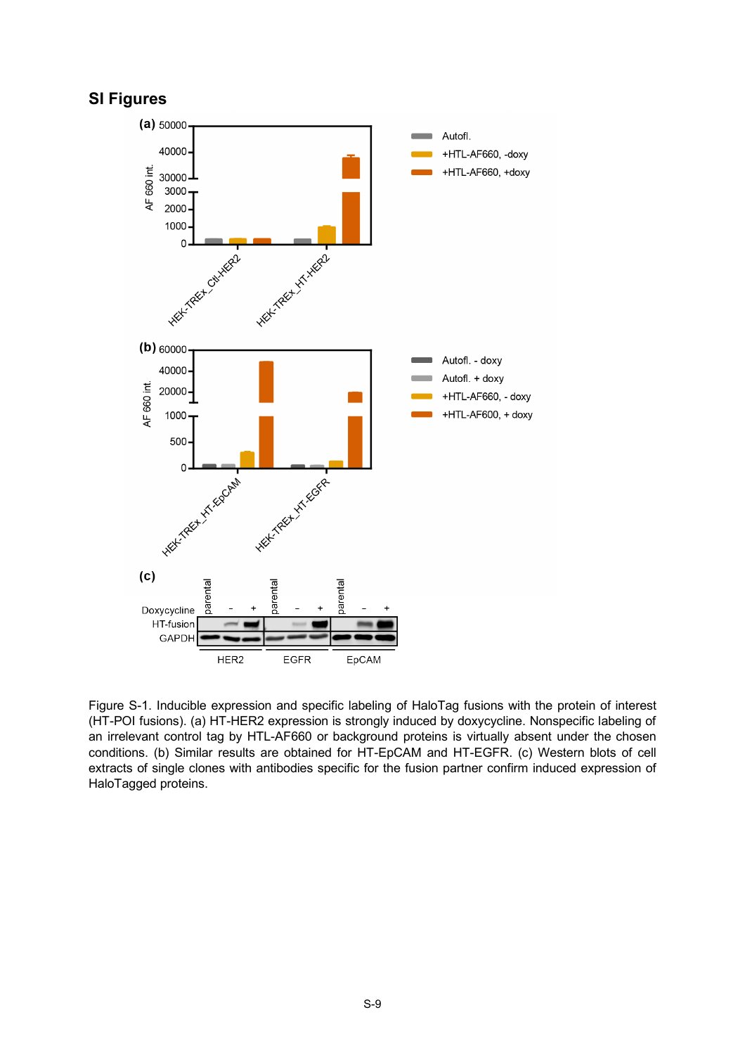## SI Figures

Figure S-1. Inducible expression and specific labeling of HaloTag fusions with the protein of interest (HT-POI fusions). (a) HT-HER2 expression is strongly induced by doxycycline. Nonspecific labeling of an irrelevant control tag by HTL-AF660 or background proteins is virtually absent under the chosen conditions. (b) Similar results are obtained for HT-EpCAM and HT-EGFR. (c) Western blots of cell extracts of single clones with antibodies specific for the fusion partner confirm induced expression of HaloTagged proteins.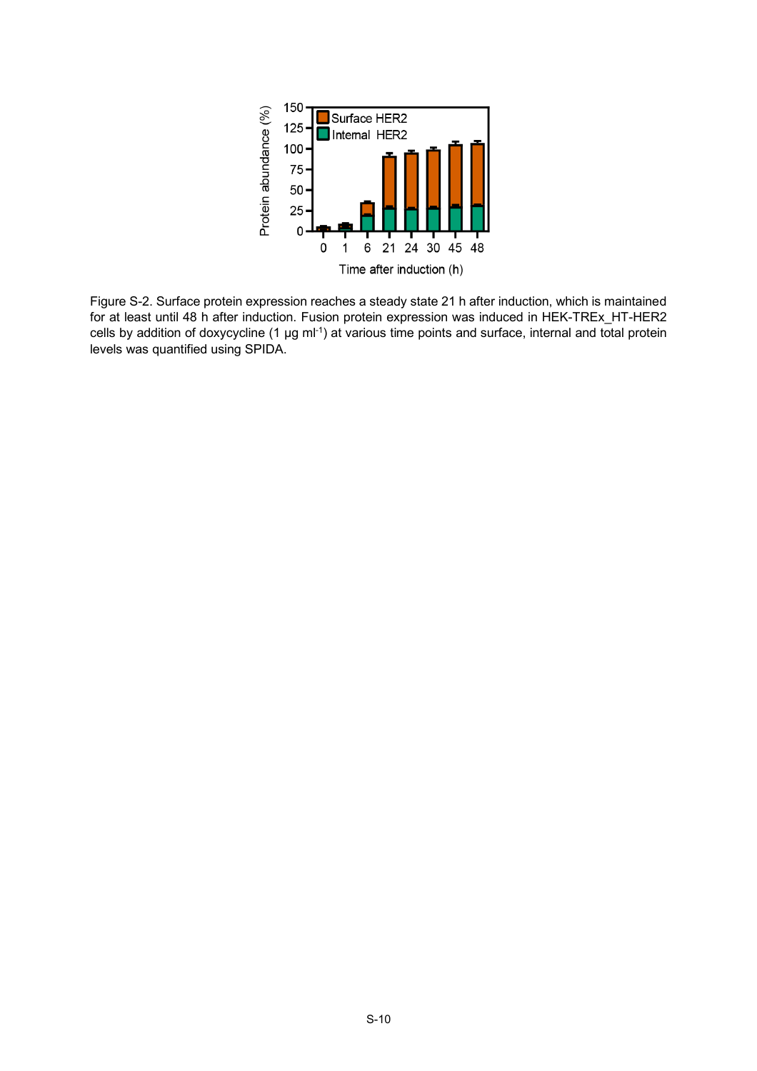Figure S-2. Surface protein expression reaches a steady state 21 h after induction, which is maintained for at least until 48 h after induction. Fusion protein expression was induced in HEK-TREx_HT-HER2 cells by addition of doxycycline (1 µg ml$^{-1}$) at various time points and surface, internal and total protein levels was quantified using SPIDA.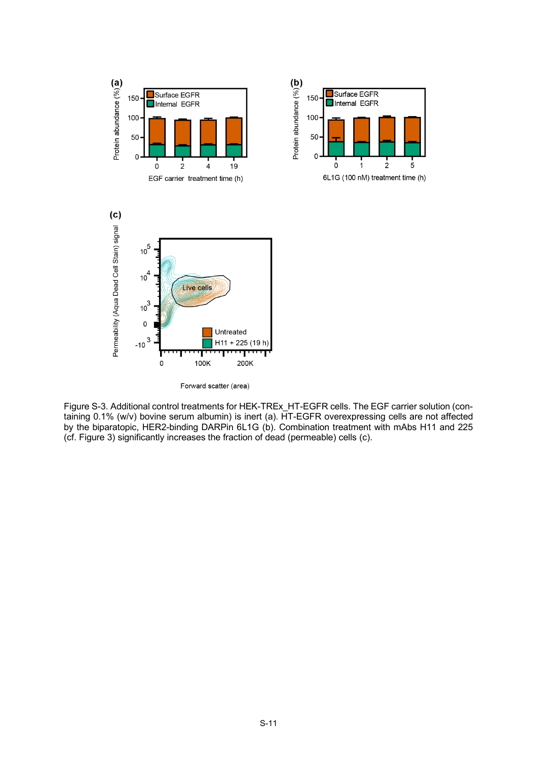Figure S-3. Additional control treatments for HEK-TREx_HT-EGFR cells. The EGF carrier solution (containing 0.1% (w/v) bovine serum albumin) is inert (a). HT-EGFR overexpressing cells are not affected by the biparatopic, HER2-binding DARPin 6L1G (b). Combination treatment with mAbs H11 and 225 (cf. Figure 3) significantly increases the fraction of dead (permeable) cells (c).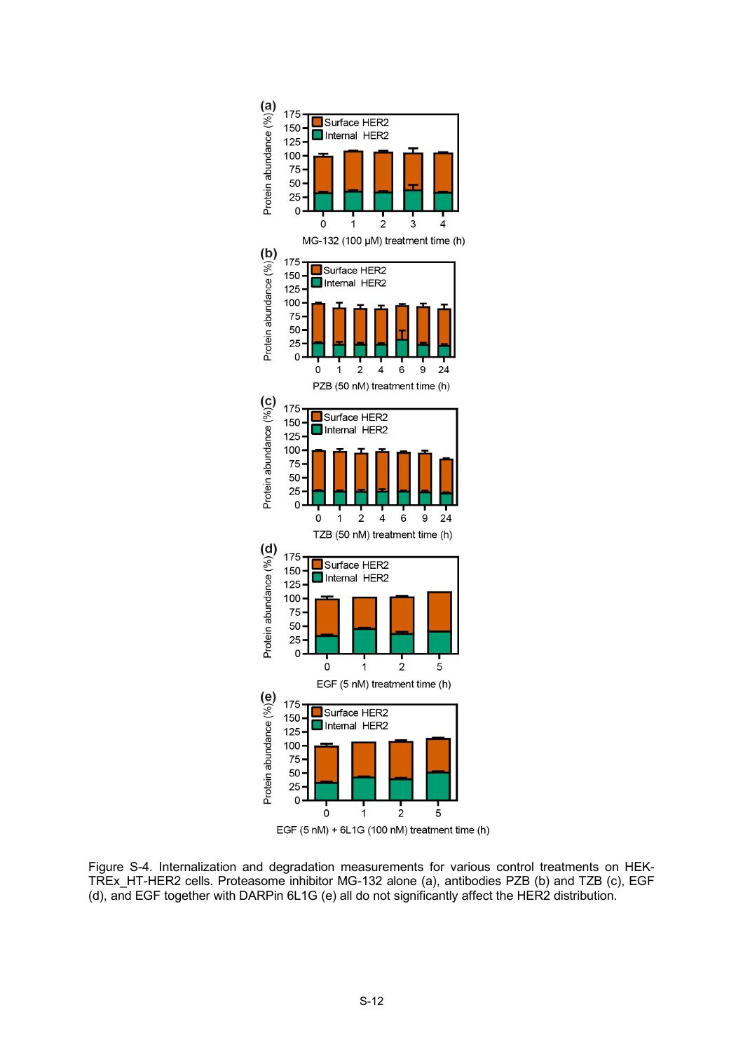Figure S-4. Internalization and degradation measurements for various control treatments on HEK-TREx_HT-HER2 cells. Proteasome inhibitor MG-132 alone (a), antibodies PZB (b) and TZB (c), EGF (d), and EGF together with DARPin 6L1G (e) all do not significantly affect the HER2 distribution.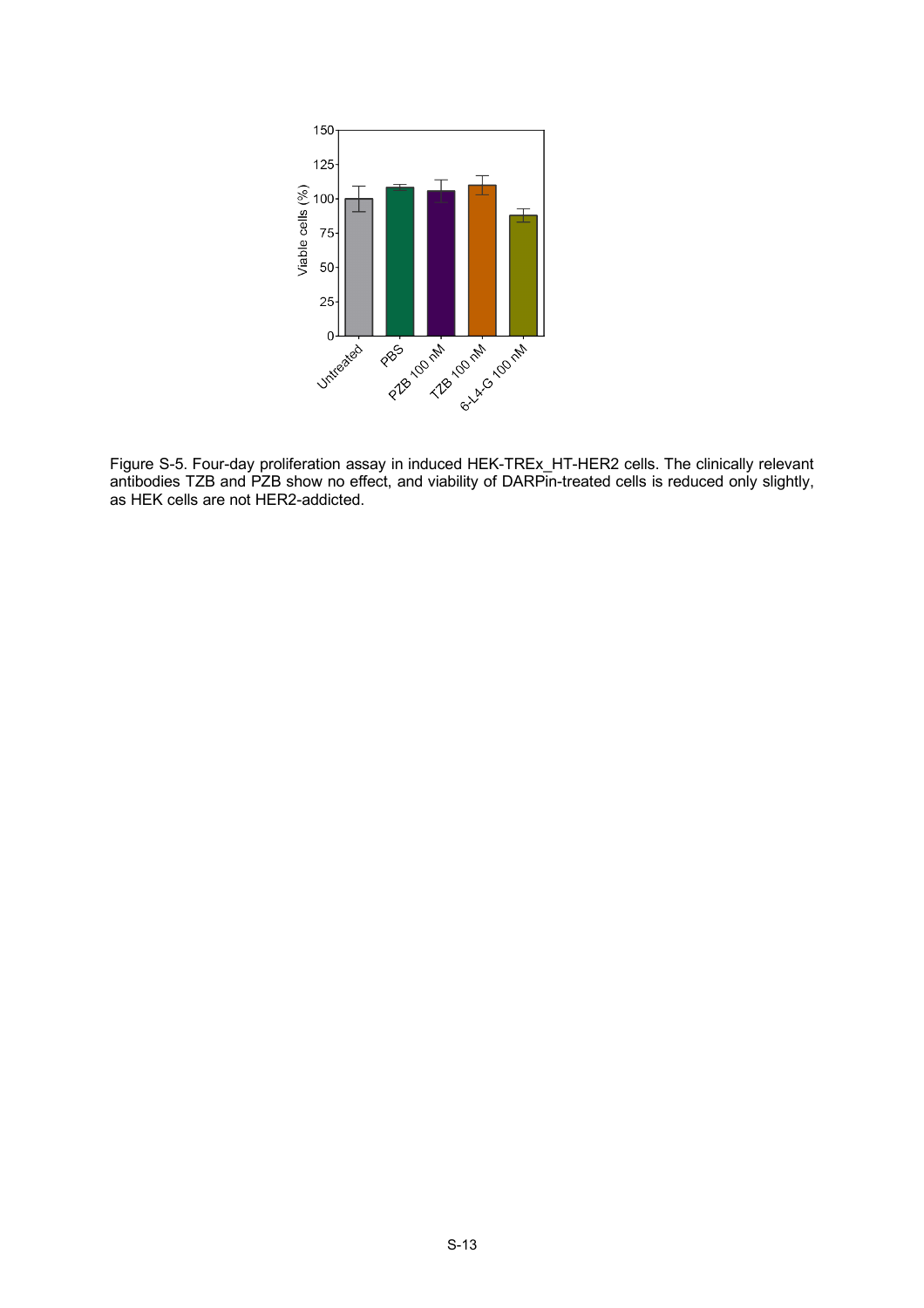Figure S-5. Four-day proliferation assay in induced HEK-TREx_HT-HER2 cells. The clinically relevant antibodies TZB and PZB show no effect, and viability of DARPin-treated cells is reduced only slightly, as HEK cells are not HER2-addicted.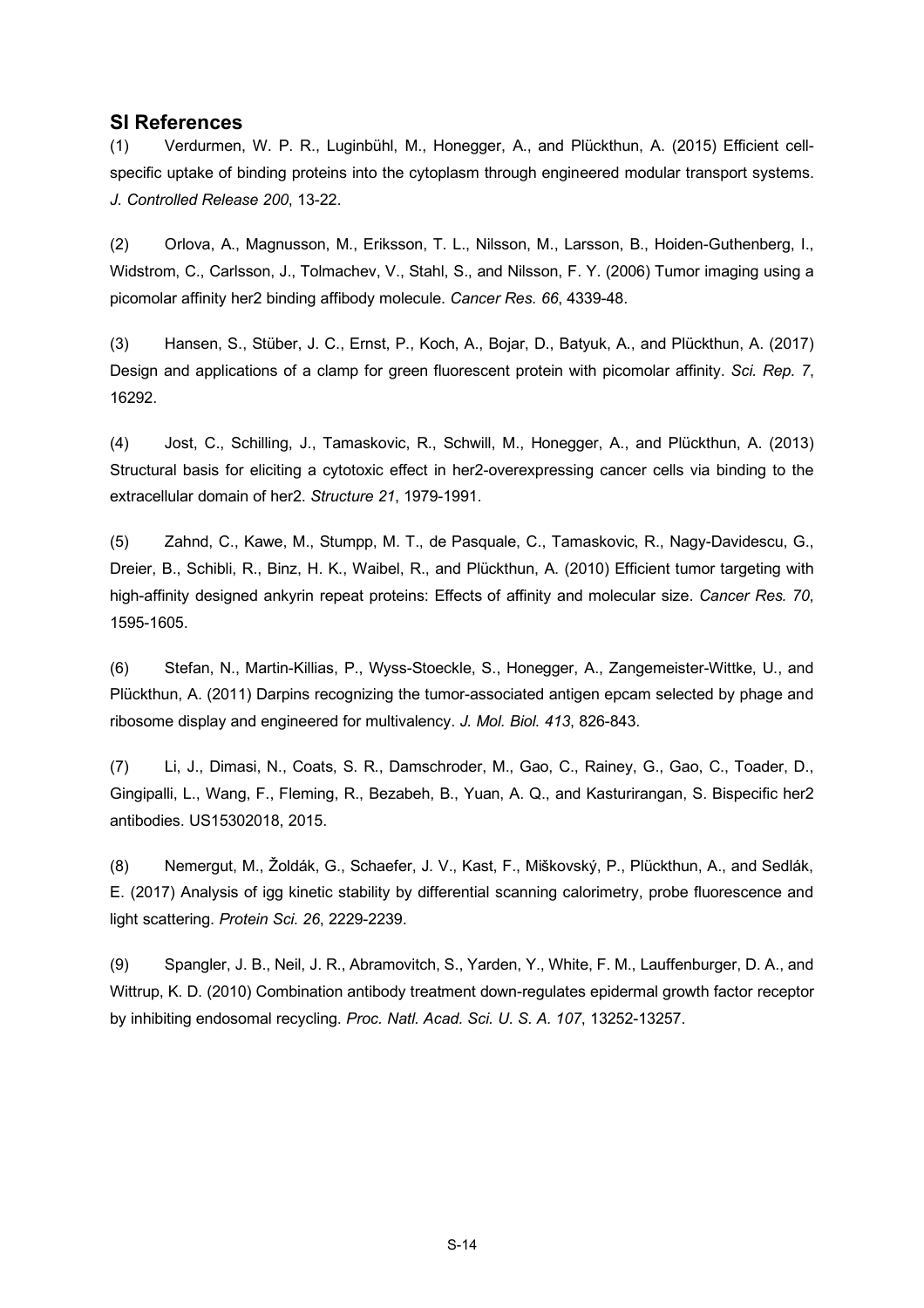## SI References

(1) Verdurmen, W. P. R., Luginbühl, M., Honegger, A., and Plückthun, A. (2015) Efficient cell-specific uptake of binding proteins into the cytoplasm through engineered modular transport systems. *J. Controlled Release 200*, 13-22.

(2) Orlova, A., Magnusson, M., Eriksson, T. L., Nilsson, M., Larsson, B., Hoiden-Guthenberg, I., Widstrom, C., Carlsson, J., Tolmachev, V., Stahl, S., and Nilsson, F. Y. (2006) Tumor imaging using a picomolar affinity her2 binding affibody molecule. *Cancer Res. 66*, 4339-48.

(3) Hansen, S., Stüber, J. C., Ernst, P., Koch, A., Bojar, D., Batyuk, A., and Plückthun, A. (2017) Design and applications of a clamp for green fluorescent protein with picomolar affinity. *Sci. Rep. 7*, 16292.

(4) Jost, C., Schilling, J., Tamaskovic, R., Schwill, M., Honegger, A., and Plückthun, A. (2013) Structural basis for eliciting a cytotoxic effect in her2-overexpressing cancer cells via binding to the extracellular domain of her2. *Structure 21*, 1979-1991.

(5) Zahnd, C., Kawe, M., Stumpp, M. T., de Pasquale, C., Tamaskovic, R., Nagy-Davidescu, G., Dreier, B., Schibli, R., Binz, H. K., Waibel, R., and Plückthun, A. (2010) Efficient tumor targeting with high-affinity designed ankyrin repeat proteins: Effects of affinity and molecular size. *Cancer Res. 70*, 1595-1605.

(6) Stefan, N., Martin-Killias, P., Wyss-Stoeckle, S., Honegger, A., Zangemeister-Wittke, U., and Plückthun, A. (2011) Darpins recognizing the tumor-associated antigen epcam selected by phage and ribosome display and engineered for multivalency. *J. Mol. Biol. 413*, 826-843.

(7) Li, J., Dimasi, N., Coats, S. R., Damschroder, M., Gao, C., Rainey, G., Gao, C., Toader, D., Gingipalli, L., Wang, F., Fleming, R., Bezabeh, B., Yuan, A. Q., and Kasturirangan, S. Bispecific her2 antibodies. US15302018, 2015.

(8) Nemergut, M., Žoldák, G., Schaefer, J. V., Kast, F., Miškovský, P., Plückthun, A., and Sedlák, E. (2017) Analysis of igg kinetic stability by differential scanning calorimetry, probe fluorescence and light scattering. *Protein Sci. 26*, 2229-2239.

(9) Spangler, J. B., Neil, J. R., Abramovitch, S., Yarden, Y., White, F. M., Lauffenburger, D. A., and Wittrup, K. D. (2010) Combination antibody treatment down-regulates epidermal growth factor receptor by inhibiting endosomal recycling. *Proc. Natl. Acad. Sci. U. S. A. 107*, 13252-13257.